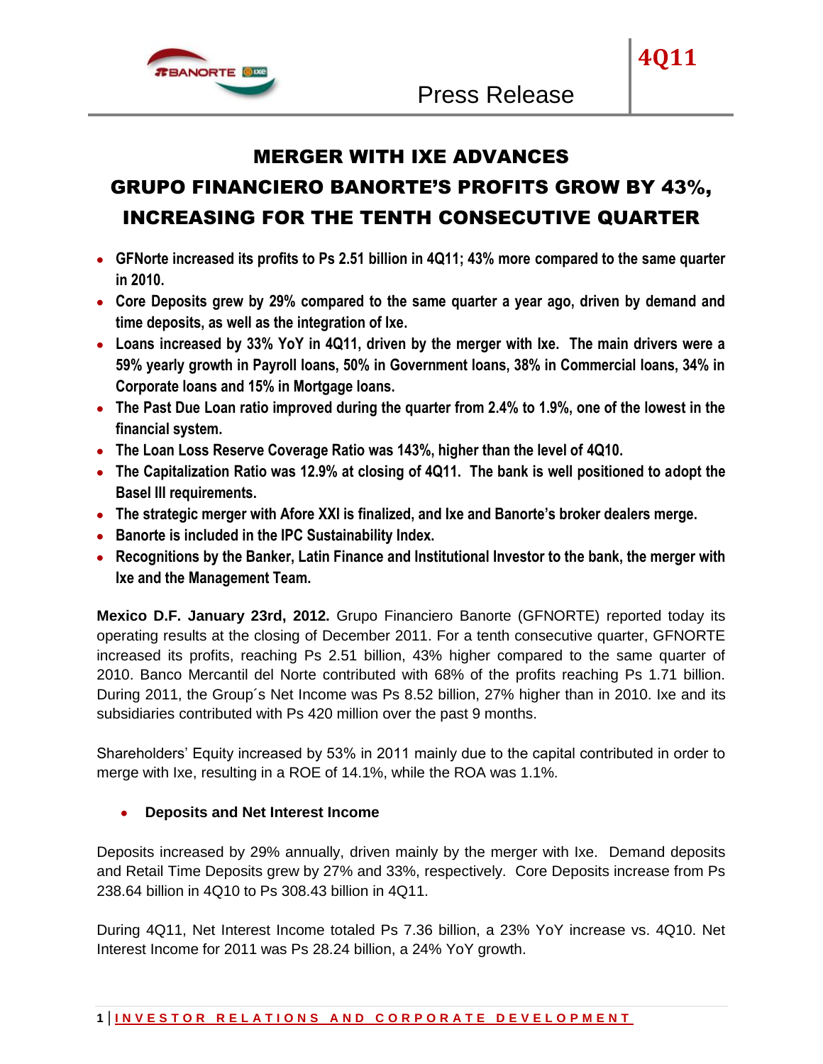4Q11

Press Release

# MERGER WITH IXE ADVANCES
# GRUPO FINANCIERO BANORTE'S PROFITS GROW BY 43%, INCREASING FOR THE TENTH CONSECUTIVE QUARTER

- **GFNorte increased its profits to Ps 2.51 billion in 4Q11; 43% more compared to the same quarter in 2010.**
- **Core Deposits grew by 29% compared to the same quarter a year ago, driven by demand and time deposits, as well as the integration of Ixe.**
- **Loans increased by 33% YoY in 4Q11, driven by the merger with Ixe. The main drivers were a 59% yearly growth in Payroll loans, 50% in Government loans, 38% in Commercial loans, 34% in Corporate loans and 15% in Mortgage loans.**
- **The Past Due Loan ratio improved during the quarter from 2.4% to 1.9%, one of the lowest in the financial system.**
- **The Loan Loss Reserve Coverage Ratio was 143%, higher than the level of 4Q10.**
- **The Capitalization Ratio was 12.9% at closing of 4Q11. The bank is well positioned to adopt the Basel III requirements.**
- **The strategic merger with Afore XXI is finalized, and Ixe and Banorte's broker dealers merge.**
- **Banorte is included in the IPC Sustainability Index.**
- **Recognitions by the Banker, Latin Finance and Institutional Investor to the bank, the merger with Ixe and the Management Team.**

**Mexico D.F. January 23rd, 2012.** Grupo Financiero Banorte (GFNORTE) reported today its operating results at the closing of December 2011. For a tenth consecutive quarter, GFNORTE increased its profits, reaching Ps 2.51 billion, 43% higher compared to the same quarter of 2010. Banco Mercantil del Norte contributed with 68% of the profits reaching Ps 1.71 billion. During 2011, the Group´s Net Income was Ps 8.52 billion, 27% higher than in 2010. Ixe and its subsidiaries contributed with Ps 420 million over the past 9 months.

Shareholders' Equity increased by 53% in 2011 mainly due to the capital contributed in order to merge with Ixe, resulting in a ROE of 14.1%, while the ROA was 1.1%.

- **Deposits and Net Interest Income**

Deposits increased by 29% annually, driven mainly by the merger with Ixe. Demand deposits and Retail Time Deposits grew by 27% and 33%, respectively. Core Deposits increase from Ps 238.64 billion in 4Q10 to Ps 308.43 billion in 4Q11.

During 4Q11, Net Interest Income totaled Ps 7.36 billion, a 23% YoY increase vs. 4Q10. Net Interest Income for 2011 was Ps 28.24 billion, a 24% YoY growth.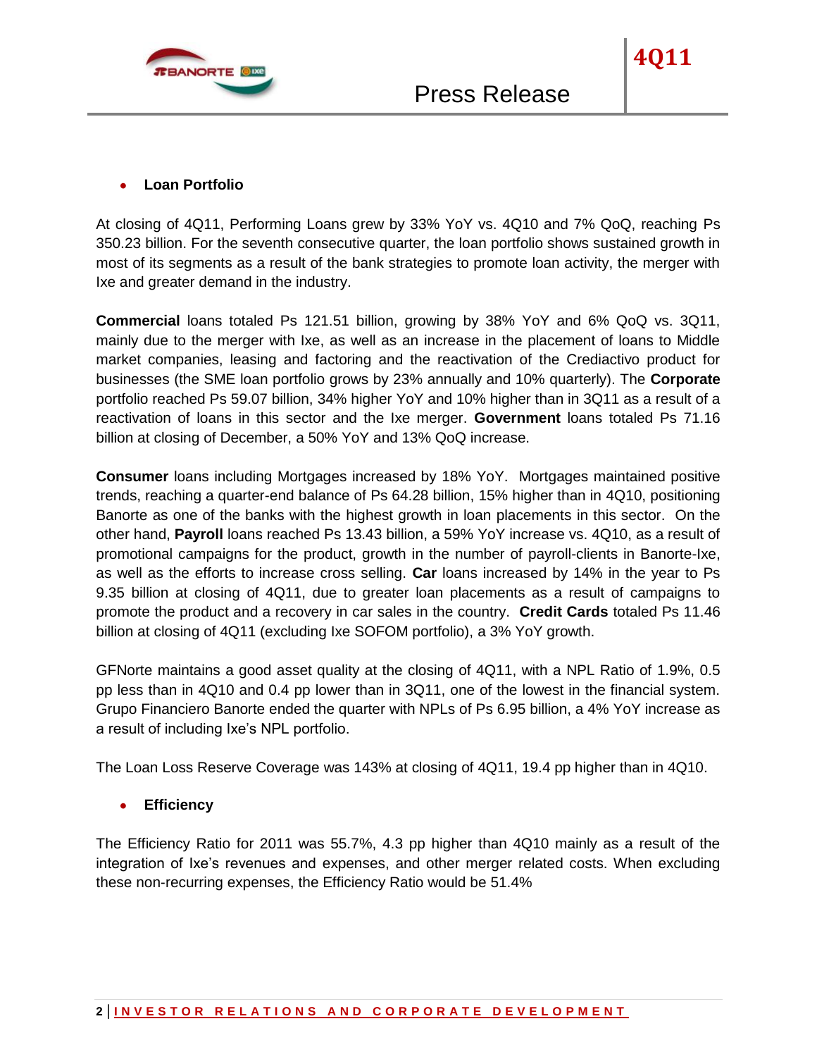- **Loan Portfolio**

At closing of 4Q11, Performing Loans grew by 33% YoY vs. 4Q10 and 7% QoQ, reaching Ps 350.23 billion. For the seventh consecutive quarter, the loan portfolio shows sustained growth in most of its segments as a result of the bank strategies to promote loan activity, the merger with Ixe and greater demand in the industry.

**Commercial** loans totaled Ps 121.51 billion, growing by 38% YoY and 6% QoQ vs. 3Q11, mainly due to the merger with Ixe, as well as an increase in the placement of loans to Middle market companies, leasing and factoring and the reactivation of the Crediactivo product for businesses (the SME loan portfolio grows by 23% annually and 10% quarterly). The **Corporate** portfolio reached Ps 59.07 billion, 34% higher YoY and 10% higher than in 3Q11 as a result of a reactivation of loans in this sector and the Ixe merger. **Government** loans totaled Ps 71.16 billion at closing of December, a 50% YoY and 13% QoQ increase.

**Consumer** loans including Mortgages increased by 18% YoY. Mortgages maintained positive trends, reaching a quarter-end balance of Ps 64.28 billion, 15% higher than in 4Q10, positioning Banorte as one of the banks with the highest growth in loan placements in this sector. On the other hand, **Payroll** loans reached Ps 13.43 billion, a 59% YoY increase vs. 4Q10, as a result of promotional campaigns for the product, growth in the number of payroll-clients in Banorte-Ixe, as well as the efforts to increase cross selling. **Car** loans increased by 14% in the year to Ps 9.35 billion at closing of 4Q11, due to greater loan placements as a result of campaigns to promote the product and a recovery in car sales in the country. **Credit Cards** totaled Ps 11.46 billion at closing of 4Q11 (excluding Ixe SOFOM portfolio), a 3% YoY growth.

GFNorte maintains a good asset quality at the closing of 4Q11, with a NPL Ratio of 1.9%, 0.5 pp less than in 4Q10 and 0.4 pp lower than in 3Q11, one of the lowest in the financial system. Grupo Financiero Banorte ended the quarter with NPLs of Ps 6.95 billion, a 4% YoY increase as a result of including Ixe's NPL portfolio.

The Loan Loss Reserve Coverage was 143% at closing of 4Q11, 19.4 pp higher than in 4Q10.

- **Efficiency**

The Efficiency Ratio for 2011 was 55.7%, 4.3 pp higher than 4Q10 mainly as a result of the integration of Ixe's revenues and expenses, and other merger related costs. When excluding these non-recurring expenses, the Efficiency Ratio would be 51.4%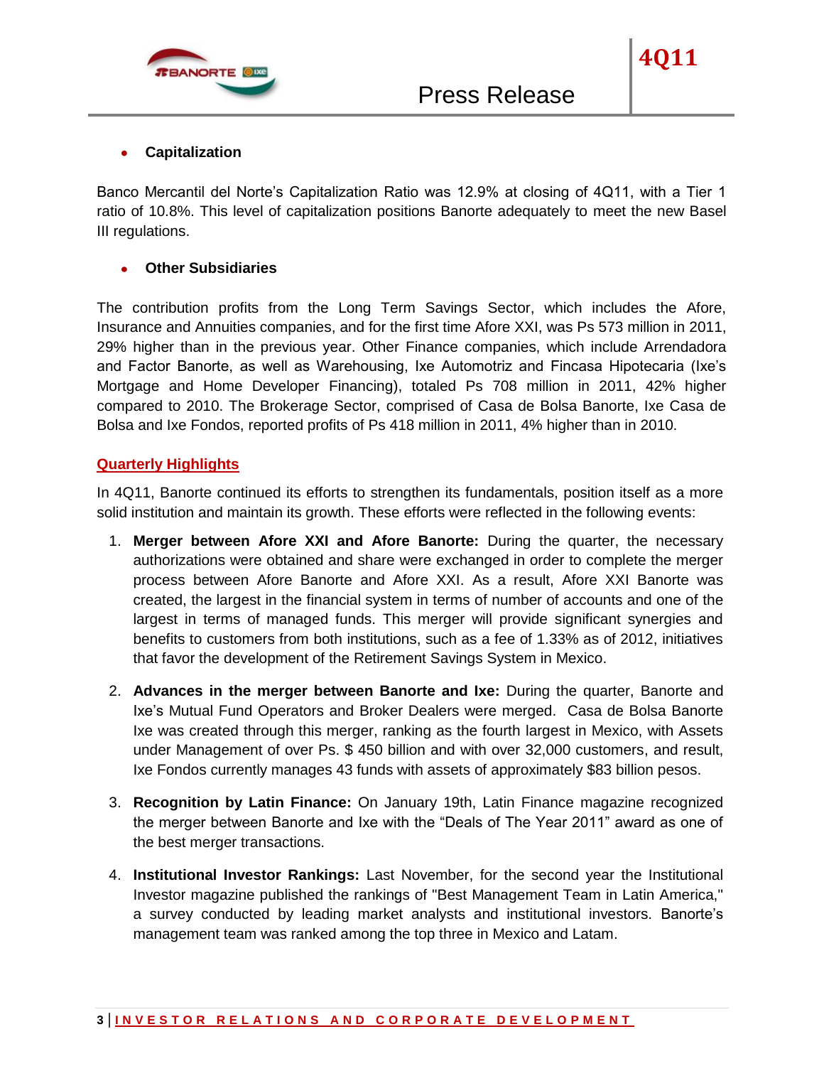- **Capitalization**

Banco Mercantil del Norte's Capitalization Ratio was 12.9% at closing of 4Q11, with a Tier 1 ratio of 10.8%. This level of capitalization positions Banorte adequately to meet the new Basel III regulations.

- **Other Subsidiaries**

The contribution profits from the Long Term Savings Sector, which includes the Afore, Insurance and Annuities companies, and for the first time Afore XXI, was Ps 573 million in 2011, 29% higher than in the previous year. Other Finance companies, which include Arrendadora and Factor Banorte, as well as Warehousing, Ixe Automotriz and Fincasa Hipotecaria (Ixe's Mortgage and Home Developer Financing), totaled Ps 708 million in 2011, 42% higher compared to 2010. The Brokerage Sector, comprised of Casa de Bolsa Banorte, Ixe Casa de Bolsa and Ixe Fondos, reported profits of Ps 418 million in 2011, 4% higher than in 2010.

## Quarterly Highlights

In 4Q11, Banorte continued its efforts to strengthen its fundamentals, position itself as a more solid institution and maintain its growth. These efforts were reflected in the following events:

1. **Merger between Afore XXI and Afore Banorte:** During the quarter, the necessary authorizations were obtained and share were exchanged in order to complete the merger process between Afore Banorte and Afore XXI. As a result, Afore XXI Banorte was created, the largest in the financial system in terms of number of accounts and one of the largest in terms of managed funds. This merger will provide significant synergies and benefits to customers from both institutions, such as a fee of 1.33% as of 2012, initiatives that favor the development of the Retirement Savings System in Mexico.

2. **Advances in the merger between Banorte and Ixe:** During the quarter, Banorte and Ixe's Mutual Fund Operators and Broker Dealers were merged. Casa de Bolsa Banorte Ixe was created through this merger, ranking as the fourth largest in Mexico, with Assets under Management of over Ps. $ 450 billion and with over 32,000 customers, and result, Ixe Fondos currently manages 43 funds with assets of approximately $83 billion pesos.

3. **Recognition by Latin Finance:** On January 19th, Latin Finance magazine recognized the merger between Banorte and Ixe with the "Deals of The Year 2011" award as one of the best merger transactions.

4. **Institutional Investor Rankings:** Last November, for the second year the Institutional Investor magazine published the rankings of "Best Management Team in Latin America," a survey conducted by leading market analysts and institutional investors. Banorte's management team was ranked among the top three in Mexico and Latam.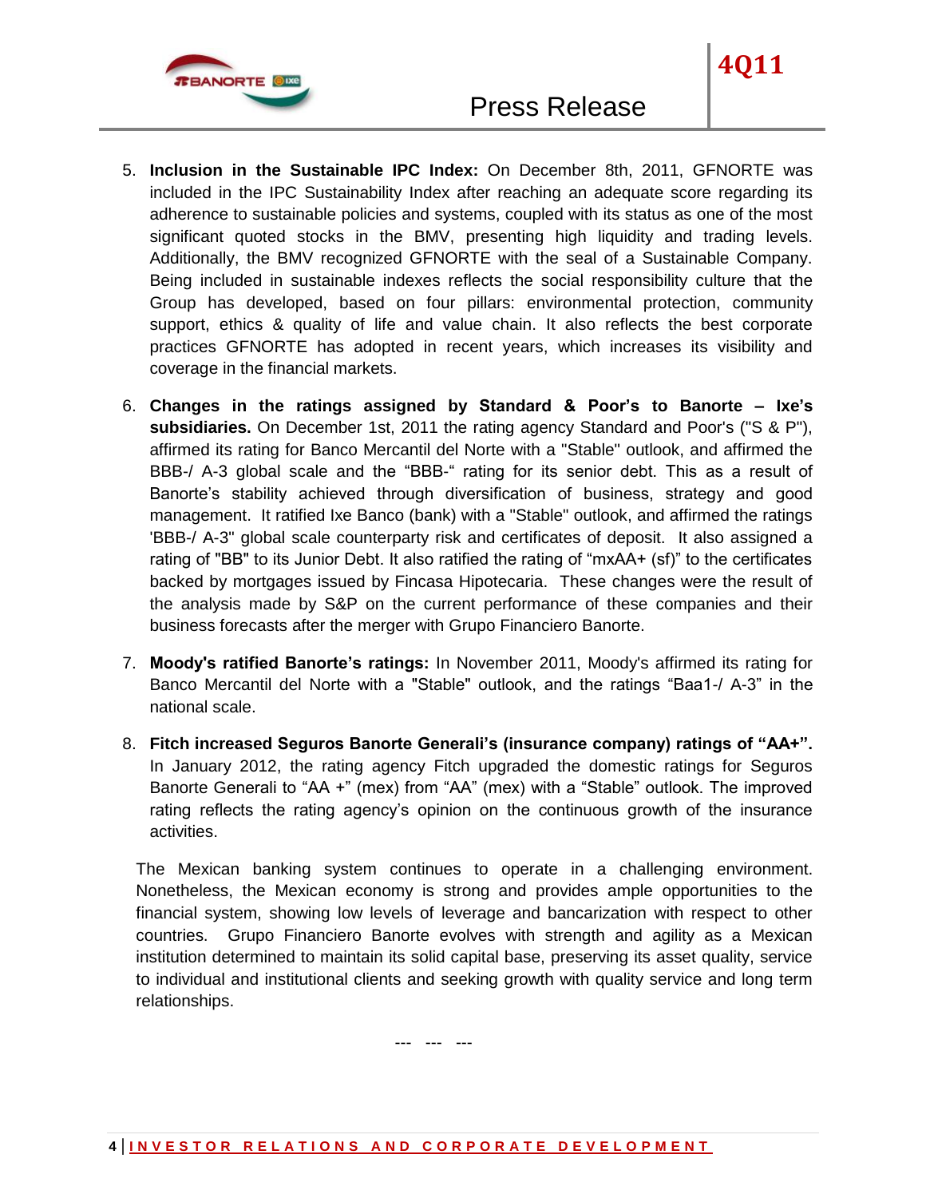5. **Inclusion in the Sustainable IPC Index:** On December 8th, 2011, GFNORTE was included in the IPC Sustainability Index after reaching an adequate score regarding its adherence to sustainable policies and systems, coupled with its status as one of the most significant quoted stocks in the BMV, presenting high liquidity and trading levels. Additionally, the BMV recognized GFNORTE with the seal of a Sustainable Company. Being included in sustainable indexes reflects the social responsibility culture that the Group has developed, based on four pillars: environmental protection, community support, ethics & quality of life and value chain. It also reflects the best corporate practices GFNORTE has adopted in recent years, which increases its visibility and coverage in the financial markets.

6. **Changes in the ratings assigned by Standard & Poor's to Banorte – Ixe's subsidiaries.** On December 1st, 2011 the rating agency Standard and Poor's ("S & P"), affirmed its rating for Banco Mercantil del Norte with a "Stable" outlook, and affirmed the BBB-/ A-3 global scale and the "BBB-" rating for its senior debt. This as a result of Banorte's stability achieved through diversification of business, strategy and good management. It ratified Ixe Banco (bank) with a "Stable" outlook, and affirmed the ratings 'BBB-/ A-3" global scale counterparty risk and certificates of deposit. It also assigned a rating of "BB" to its Junior Debt. It also ratified the rating of "mxAA+ (sf)" to the certificates backed by mortgages issued by Fincasa Hipotecaria. These changes were the result of the analysis made by S&P on the current performance of these companies and their business forecasts after the merger with Grupo Financiero Banorte.

7. **Moody's ratified Banorte's ratings:** In November 2011, Moody's affirmed its rating for Banco Mercantil del Norte with a "Stable" outlook, and the ratings "Baa1-/ A-3" in the national scale.

8. **Fitch increased Seguros Banorte Generali's (insurance company) ratings of "AA+".** In January 2012, the rating agency Fitch upgraded the domestic ratings for Seguros Banorte Generali to "AA +" (mex) from "AA" (mex) with a "Stable" outlook. The improved rating reflects the rating agency's opinion on the continuous growth of the insurance activities.

The Mexican banking system continues to operate in a challenging environment. Nonetheless, the Mexican economy is strong and provides ample opportunities to the financial system, showing low levels of leverage and bancarization with respect to other countries. Grupo Financiero Banorte evolves with strength and agility as a Mexican institution determined to maintain its solid capital base, preserving its asset quality, service to individual and institutional clients and seeking growth with quality service and long term relationships.

--- --- ---